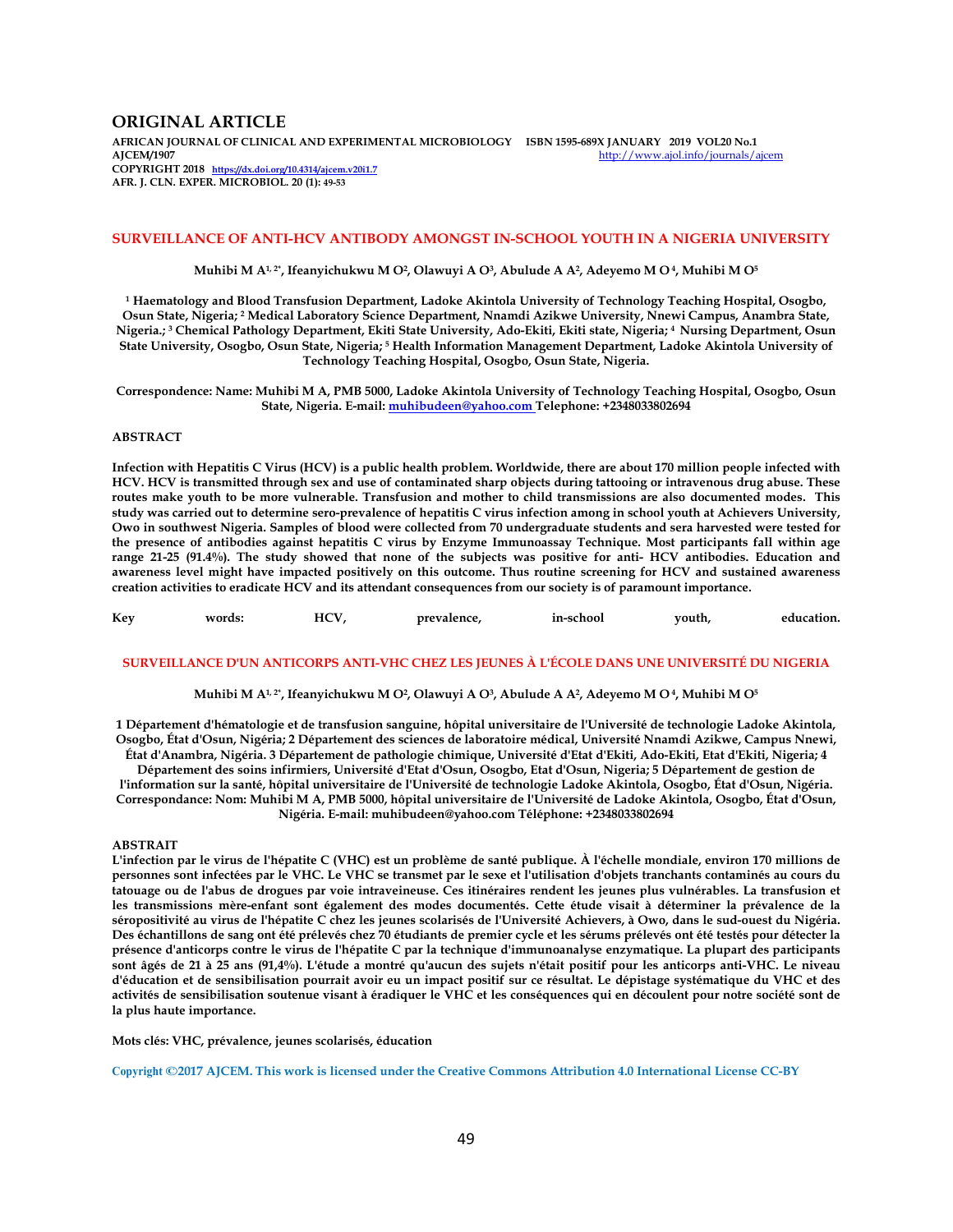# ORIGINAL ARTICLE

**AFRICAN JOURNAL OF CLINICAL AND EXPERIMENTAL MICROBIOLOGY ISBN 1595-689X JANUARY 2019 VOL20 No.1**
**AJCEM/1907** http://www.ajol.info/journals/ajcem
**COPYRIGHT 2018** https://dx.doi.org/10.4314/ajcem.v20i1.7
**AFR. J. CLN. EXPER. MICROBIOL. 20 (1): 49-53**

## SURVEILLANCE OF ANTI-HCV ANTIBODY AMONGST IN-SCHOOL YOUTH IN A NIGERIA UNIVERSITY

**Muhibi M A[1, 2*], Ifeanyichukwu M O[2], Olawuyi A O[3], Abulude A A[2], Adeyemo M O[4], Muhibi M O[5]**

**[1] Haematology and Blood Transfusion Department, Ladoke Akintola University of Technology Teaching Hospital, Osogbo, Osun State, Nigeria; [2] Medical Laboratory Science Department, Nnamdi Azikwe University, Nnewi Campus, Anambra State, Nigeria.; [3] Chemical Pathology Department, Ekiti State University, Ado-Ekiti, Ekiti state, Nigeria; [4] Nursing Department, Osun State University, Osogbo, Osun State, Nigeria; [5] Health Information Management Department, Ladoke Akintola University of Technology Teaching Hospital, Osogbo, Osun State, Nigeria.**

**Correspondence: Name: Muhibi M A, PMB 5000, Ladoke Akintola University of Technology Teaching Hospital, Osogbo, Osun State, Nigeria. E-mail: muhibudeen@yahoo.com Telephone: +2348033802694**

### ABSTRACT

**Infection with Hepatitis C Virus (HCV) is a public health problem. Worldwide, there are about 170 million people infected with HCV. HCV is transmitted through sex and use of contaminated sharp objects during tattooing or intravenous drug abuse. These routes make youth to be more vulnerable. Transfusion and mother to child transmissions are also documented modes. This study was carried out to determine sero-prevalence of hepatitis C virus infection among in school youth at Achievers University, Owo in southwest Nigeria. Samples of blood were collected from 70 undergraduate students and sera harvested were tested for the presence of antibodies against hepatitis C virus by Enzyme Immunoassay Technique. Most participants fall within age range 21-25 (91.4%). The study showed that none of the subjects was positive for anti- HCV antibodies. Education and awareness level might have impacted positively on this outcome. Thus routine screening for HCV and sustained awareness creation activities to eradicate HCV and its attendant consequences from our society is of paramount importance.**

**Key words: HCV, prevalence, in-school youth, education.**

## SURVEILLANCE D'UN ANTICORPS ANTI-VHC CHEZ LES JEUNES À L'ÉCOLE DANS UNE UNIVERSITÉ DU NIGERIA

**Muhibi M A[1, 2*], Ifeanyichukwu M O[2], Olawuyi A O[3], Abulude A A[2], Adeyemo M O[4], Muhibi M O[5]**

**1 Département d'hématologie et de transfusion sanguine, hôpital universitaire de l'Université de technologie Ladoke Akintola, Osogbo, État d'Osun, Nigéria; 2 Département des sciences de laboratoire médical, Université Nnamdi Azikwe, Campus Nnewi, État d'Anambra, Nigéria. 3 Département de pathologie chimique, Université d'Etat d'Ekiti, Ado-Ekiti, Etat d'Ekiti, Nigeria; 4 Département des soins infirmiers, Université d'Etat d'Osun, Osogbo, Etat d'Osun, Nigeria; 5 Département de gestion de l'information sur la santé, hôpital universitaire de l'Université de technologie Ladoke Akintola, Osogbo, État d'Osun, Nigéria. Correspondance: Nom: Muhibi M A, PMB 5000, hôpital universitaire de l'Université de Ladoke Akintola, Osogbo, État d'Osun, Nigéria. E-mail: muhibudeen@yahoo.com Téléphone: +2348033802694**

### ABSTRAIT

**L'infection par le virus de l'hépatite C (VHC) est un problème de santé publique. À l'échelle mondiale, environ 170 millions de personnes sont infectées par le VHC. Le VHC se transmet par le sexe et l'utilisation d'objets tranchants contaminés au cours du tatouage ou de l'abus de drogues par voie intraveineuse. Ces itinéraires rendent les jeunes plus vulnérables. La transfusion et les transmissions mère-enfant sont également des modes documentés. Cette étude visait à déterminer la prévalence de la séropositivité au virus de l'hépatite C chez les jeunes scolarisés de l'Université Achievers, à Owo, dans le sud-ouest du Nigéria. Des échantillons de sang ont été prélevés chez 70 étudiants de premier cycle et les sérums prélevés ont été testés pour détecter la présence d'anticorps contre le virus de l'hépatite C par la technique d'immunoanalyse enzymatique. La plupart des participants sont âgés de 21 à 25 ans (91,4%). L'étude a montré qu'aucun des sujets n'était positif pour les anticorps anti-VHC. Le niveau d'éducation et de sensibilisation pourrait avoir eu un impact positif sur ce résultat. Le dépistage systématique du VHC et des activités de sensibilisation soutenue visant à éradiquer le VHC et les conséquences qui en découlent pour notre société sont de la plus haute importance.**

**Mots clés: VHC, prévalence, jeunes scolarisés, éducation**

**Copyright ©2017 AJCEM. This work is licensed under the Creative Commons Attribution 4.0 International License CC-BY**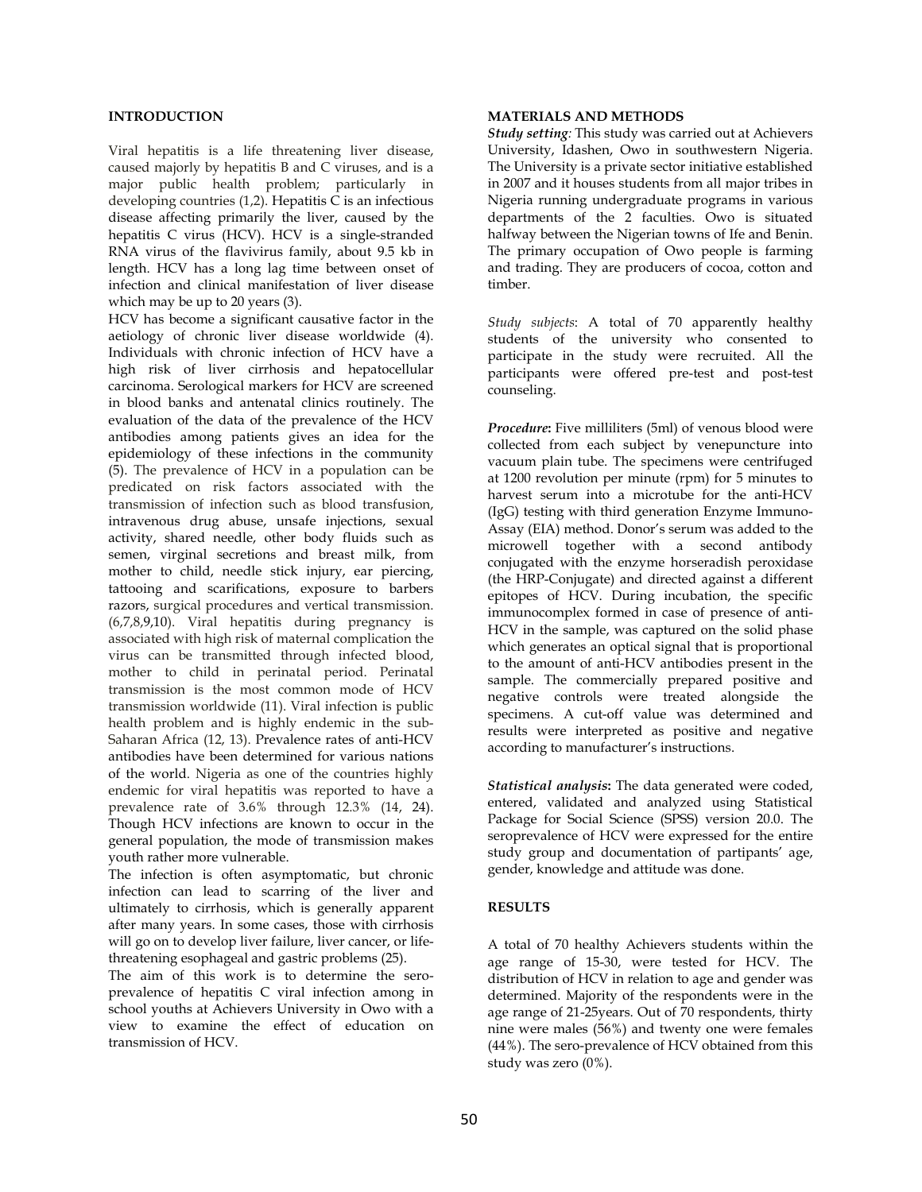## INTRODUCTION

Viral hepatitis is a life threatening liver disease, caused majorly by hepatitis B and C viruses, and is a major public health problem; particularly in developing countries (1,2). Hepatitis C is an infectious disease affecting primarily the liver, caused by the hepatitis C virus (HCV). HCV is a single-stranded RNA virus of the flavivirus family, about 9.5 kb in length. HCV has a long lag time between onset of infection and clinical manifestation of liver disease which may be up to 20 years (3).

HCV has become a significant causative factor in the aetiology of chronic liver disease worldwide (4). Individuals with chronic infection of HCV have a high risk of liver cirrhosis and hepatocellular carcinoma. Serological markers for HCV are screened in blood banks and antenatal clinics routinely. The evaluation of the data of the prevalence of the HCV antibodies among patients gives an idea for the epidemiology of these infections in the community (5). The prevalence of HCV in a population can be predicated on risk factors associated with the transmission of infection such as blood transfusion, intravenous drug abuse, unsafe injections, sexual activity, shared needle, other body fluids such as semen, virginal secretions and breast milk, from mother to child, needle stick injury, ear piercing, tattooing and scarifications, exposure to barbers razors, surgical procedures and vertical transmission. (6,7,8,9,10). Viral hepatitis during pregnancy is associated with high risk of maternal complication the virus can be transmitted through infected blood, mother to child in perinatal period. Perinatal transmission is the most common mode of HCV transmission worldwide (11). Viral infection is public health problem and is highly endemic in the sub-Saharan Africa (12, 13). Prevalence rates of anti-HCV antibodies have been determined for various nations of the world. Nigeria as one of the countries highly endemic for viral hepatitis was reported to have a prevalence rate of 3.6% through 12.3% (14, 24). Though HCV infections are known to occur in the general population, the mode of transmission makes youth rather more vulnerable.

The infection is often asymptomatic, but chronic infection can lead to scarring of the liver and ultimately to cirrhosis, which is generally apparent after many years. In some cases, those with cirrhosis will go on to develop liver failure, liver cancer, or life-threatening esophageal and gastric problems (25).

The aim of this work is to determine the sero-prevalence of hepatitis C viral infection among in school youths at Achievers University in Owo with a view to examine the effect of education on transmission of HCV.

## MATERIALS AND METHODS

***Study setting:*** This study was carried out at Achievers University, Idashen, Owo in southwestern Nigeria. The University is a private sector initiative established in 2007 and it houses students from all major tribes in Nigeria running undergraduate programs in various departments of the 2 faculties. Owo is situated halfway between the Nigerian towns of Ife and Benin. The primary occupation of Owo people is farming and trading. They are producers of cocoa, cotton and timber.

*Study subjects*: A total of 70 apparently healthy students of the university who consented to participate in the study were recruited. All the participants were offered pre-test and post-test counseling.

***Procedure*:** Five milliliters (5ml) of venous blood were collected from each subject by venepuncture into vacuum plain tube. The specimens were centrifuged at 1200 revolution per minute (rpm) for 5 minutes to harvest serum into a microtube for the anti-HCV (IgG) testing with third generation Enzyme Immuno-Assay (EIA) method. Donor's serum was added to the microwell together with a second antibody conjugated with the enzyme horseradish peroxidase (the HRP-Conjugate) and directed against a different epitopes of HCV. During incubation, the specific immunocomplex formed in case of presence of anti-HCV in the sample, was captured on the solid phase which generates an optical signal that is proportional to the amount of anti-HCV antibodies present in the sample. The commercially prepared positive and negative controls were treated alongside the specimens. A cut-off value was determined and results were interpreted as positive and negative according to manufacturer's instructions.

***Statistical analysis*:** The data generated were coded, entered, validated and analyzed using Statistical Package for Social Science (SPSS) version 20.0. The seroprevalence of HCV were expressed for the entire study group and documentation of partipants' age, gender, knowledge and attitude was done.

## RESULTS

A total of 70 healthy Achievers students within the age range of 15-30, were tested for HCV. The distribution of HCV in relation to age and gender was determined. Majority of the respondents were in the age range of 21-25years. Out of 70 respondents, thirty nine were males (56%) and twenty one were females (44%). The sero-prevalence of HCV obtained from this study was zero (0%).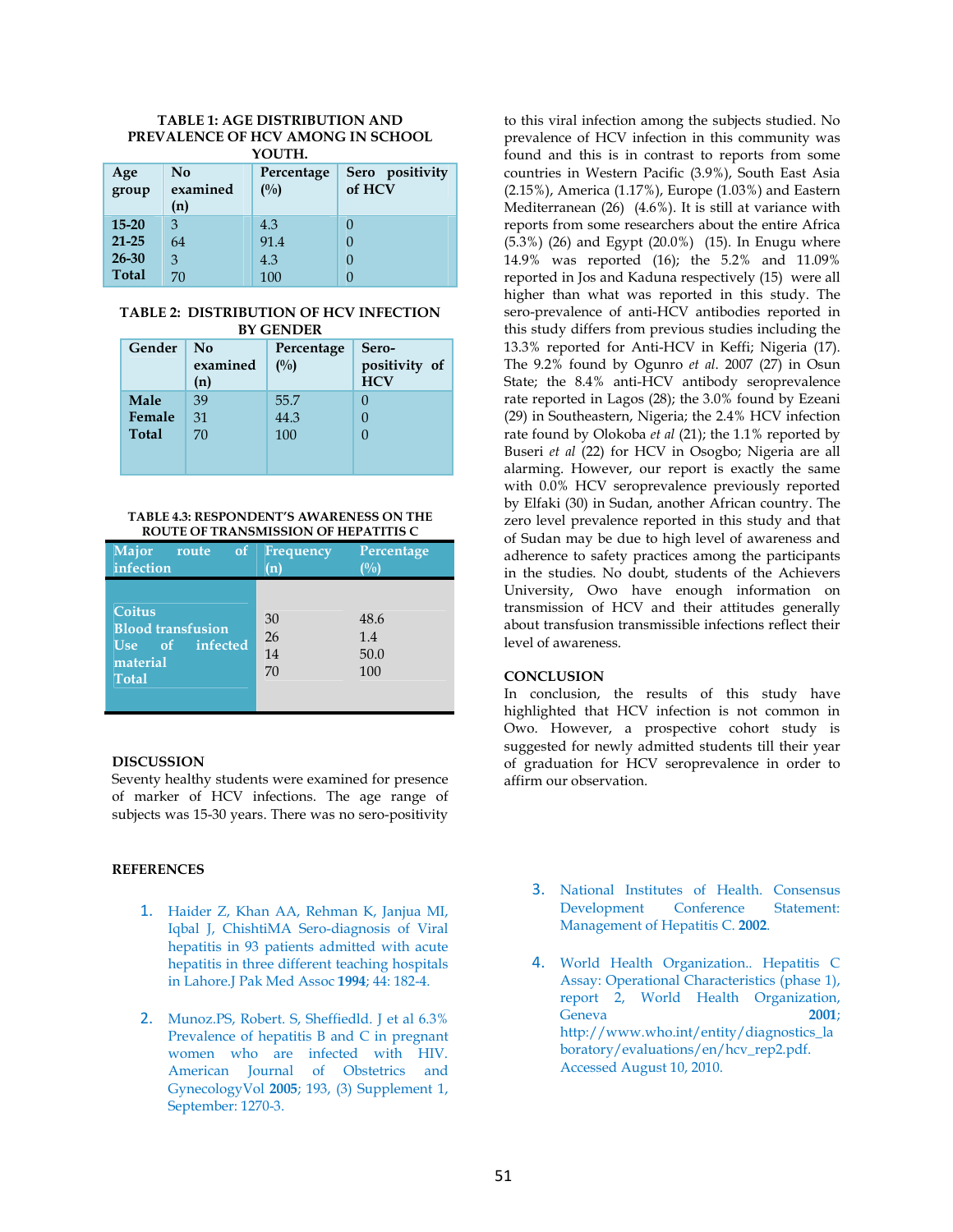**TABLE 1: AGE DISTRIBUTION AND PREVALENCE OF HCV AMONG IN SCHOOL YOUTH.**

| Age group | No examined (n) | Percentage (%) | Sero positivity of HCV |
|---|---|---|---|
| 15-20 | 3 | 4.3 | 0 |
| 21-25 | 64 | 91.4 | 0 |
| 26-30 | 3 | 4.3 | 0 |
| Total | 70 | 100 | 0 |

**TABLE 2: DISTRIBUTION OF HCV INFECTION BY GENDER**

| Gender | No examined (n) | Percentage (%) | Sero-positivity of HCV |
|---|---|---|---|
| Male | 39 | 55.7 | 0 |
| Female | 31 | 44.3 | 0 |
| Total | 70 | 100 | 0 |

**TABLE 4.3: RESPONDENT'S AWARENESS ON THE ROUTE OF TRANSMISSION OF HEPATITIS C**

| Major route of infection | Frequency (n) | Percentage (%) |
|---|---|---|
| Coitus | 30 | 48.6 |
| Blood transfusion | 26 | 1.4 |
| Use of infected material | 14 | 50.0 |
| Total | 70 | 100 |

## DISCUSSION

Seventy healthy students were examined for presence of marker of HCV infections. The age range of subjects was 15-30 years. There was no sero-positivity to this viral infection among the subjects studied. No prevalence of HCV infection in this community was found and this is in contrast to reports from some countries in Western Pacific (3.9%), South East Asia (2.15%), America (1.17%), Europe (1.03%) and Eastern Mediterranean (26) (4.6%). It is still at variance with reports from some researchers about the entire Africa (5.3%) (26) and Egypt (20.0%) (15). In Enugu where 14.9% was reported (16); the 5.2% and 11.09% reported in Jos and Kaduna respectively (15) were all higher than what was reported in this study. The sero-prevalence of anti-HCV antibodies reported in this study differs from previous studies including the 13.3% reported for Anti-HCV in Keffi; Nigeria (17). The 9.2% found by Ogunro *et al*. 2007 (27) in Osun State; the 8.4% anti-HCV antibody seroprevalence rate reported in Lagos (28); the 3.0% found by Ezeani (29) in Southeastern, Nigeria; the 2.4% HCV infection rate found by Olokoba *et al* (21); the 1.1% reported by Buseri *et al* (22) for HCV in Osogbo; Nigeria are all alarming. However, our report is exactly the same with 0.0% HCV seroprevalence previously reported by Elfaki (30) in Sudan, another African country. The zero level prevalence reported in this study and that of Sudan may be due to high level of awareness and adherence to safety practices among the participants in the studies. No doubt, students of the Achievers University, Owo have enough information on transmission of HCV and their attitudes generally about transfusion transmissible infections reflect their level of awareness.

## CONCLUSION

In conclusion, the results of this study have highlighted that HCV infection is not common in Owo. However, a prospective cohort study is suggested for newly admitted students till their year of graduation for HCV seroprevalence in order to affirm our observation.

## REFERENCES

1. Haider Z, Khan AA, Rehman K, Janjua MI, Iqbal J, ChishtiMA Sero-diagnosis of Viral hepatitis in 93 patients admitted with acute hepatitis in three different teaching hospitals in Lahore.J Pak Med Assoc **1994**; 44: 182-4.

2. Munoz.PS, Robert. S, Sheffiedld. J et al 6.3% Prevalence of hepatitis B and C in pregnant women who are infected with HIV. American Journal of Obstetrics and GynecologyVol **2005**; 193, (3) Supplement 1, September: 1270-3.

3. National Institutes of Health. Consensus Development Conference Statement: Management of Hepatitis C. **2002**.

4. World Health Organization.. Hepatitis C Assay: Operational Characteristics (phase 1), report 2, World Health Organization, Geneva **2001**; http://www.who.int/entity/diagnostics_laboratory/evaluations/en/hcv_rep2.pdf. Accessed August 10, 2010.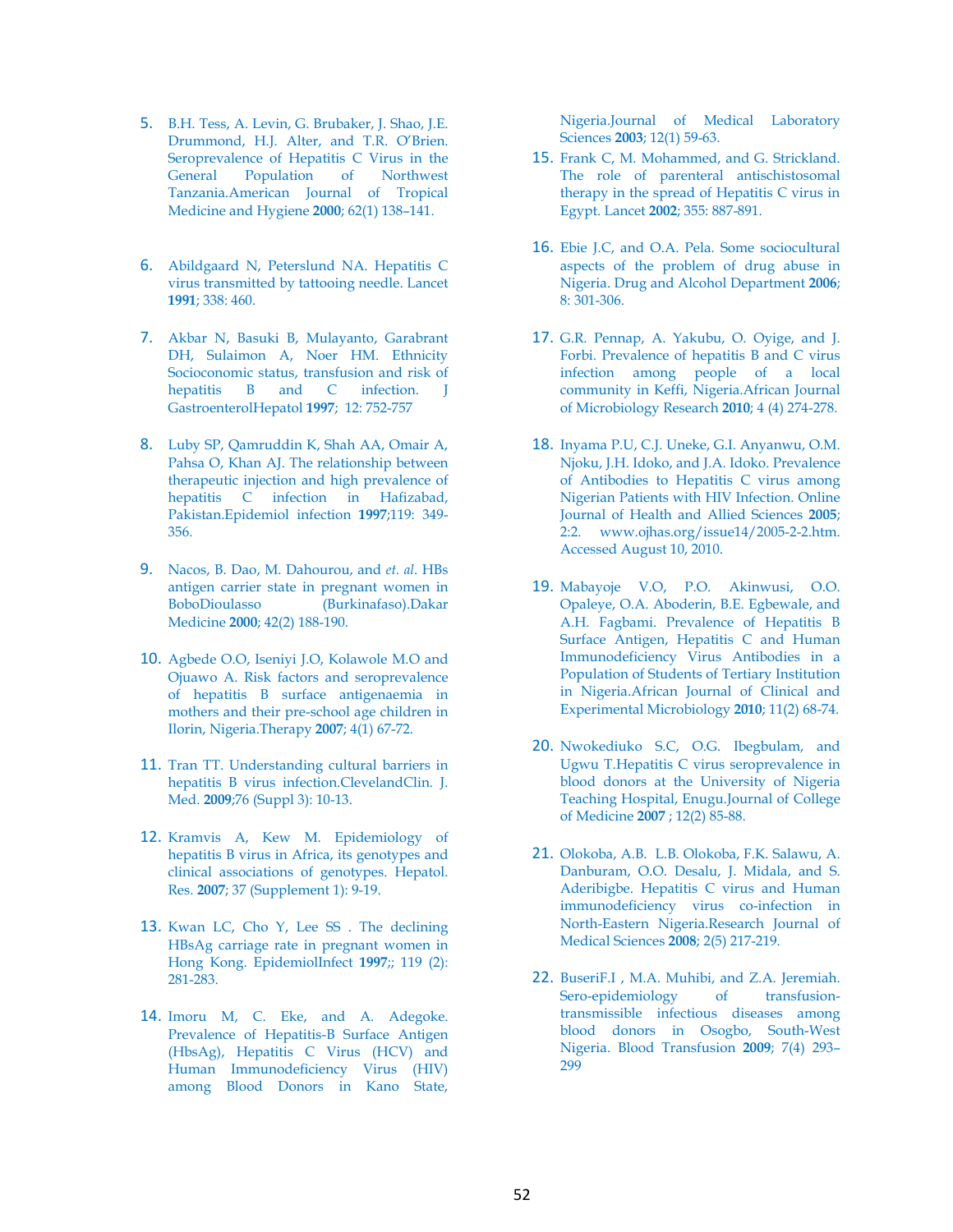5. B.H. Tess, A. Levin, G. Brubaker, J. Shao, J.E. Drummond, H.J. Alter, and T.R. O'Brien. Seroprevalence of Hepatitis C Virus in the General Population of Northwest Tanzania.American Journal of Tropical Medicine and Hygiene **2000**; 62(1) 138–141.

6. Abildgaard N, Peterslund NA. Hepatitis C virus transmitted by tattooing needle. Lancet **1991**; 338: 460.

7. Akbar N, Basuki B, Mulayanto, Garabrant DH, Sulaimon A, Noer HM. Ethnicity Socioconomic status, transfusion and risk of hepatitis B and C infection. J GastroenterolHepatol **1997**; 12: 752-757

8. Luby SP, Qamruddin K, Shah AA, Omair A, Pahsa O, Khan AJ. The relationship between therapeutic injection and high prevalence of hepatitis C infection in Hafizabad, Pakistan.Epidemiol infection **1997**;119: 349-356.

9. Nacos, B. Dao, M. Dahourou, and *et. al*. HBs antigen carrier state in pregnant women in BoboDioulasso (Burkinafaso).Dakar Medicine **2000**; 42(2) 188-190.

10. Agbede O.O, Iseniyi J.O, Kolawole M.O and Ojuawo A. Risk factors and seroprevalence of hepatitis B surface antigenaemia in mothers and their pre-school age children in Ilorin, Nigeria.Therapy **2007**; 4(1) 67-72.

11. Tran TT. Understanding cultural barriers in hepatitis B virus infection.ClevelandClin. J. Med. **2009**;76 (Suppl 3): 10-13.

12. Kramvis A, Kew M. Epidemiology of hepatitis B virus in Africa, its genotypes and clinical associations of genotypes. Hepatol. Res. **2007**; 37 (Supplement 1): 9-19.

13. Kwan LC, Cho Y, Lee SS . The declining HBsAg carriage rate in pregnant women in Hong Kong. EpidemiolInfect **1997**;; 119 (2): 281-283.

14. Imoru M, C. Eke, and A. Adegoke. Prevalence of Hepatitis-B Surface Antigen (HbsAg), Hepatitis C Virus (HCV) and Human Immunodeficiency Virus (HIV) among Blood Donors in Kano State, Nigeria.Journal of Medical Laboratory Sciences **2003**; 12(1) 59-63.

15. Frank C, M. Mohammed, and G. Strickland. The role of parenteral antischistosomal therapy in the spread of Hepatitis C virus in Egypt. Lancet **2002**; 355: 887-891.

16. Ebie J.C, and O.A. Pela. Some sociocultural aspects of the problem of drug abuse in Nigeria. Drug and Alcohol Department **2006**; 8: 301-306.

17. G.R. Pennap, A. Yakubu, O. Oyige, and J. Forbi. Prevalence of hepatitis B and C virus infection among people of a local community in Keffi, Nigeria.African Journal of Microbiology Research **2010**; 4 (4) 274-278.

18. Inyama P.U, C.J. Uneke, G.I. Anyanwu, O.M. Njoku, J.H. Idoko, and J.A. Idoko. Prevalence of Antibodies to Hepatitis C virus among Nigerian Patients with HIV Infection. Online Journal of Health and Allied Sciences **2005**; 2:2. www.ojhas.org/issue14/2005-2-2.htm. Accessed August 10, 2010.

19. Mabayoje V.O, P.O. Akinwusi, O.O. Opaleye, O.A. Aboderin, B.E. Egbewale, and A.H. Fagbami. Prevalence of Hepatitis B Surface Antigen, Hepatitis C and Human Immunodeficiency Virus Antibodies in a Population of Students of Tertiary Institution in Nigeria.African Journal of Clinical and Experimental Microbiology **2010**; 11(2) 68-74.

20. Nwokediuko S.C, O.G. Ibegbulam, and Ugwu T.Hepatitis C virus seroprevalence in blood donors at the University of Nigeria Teaching Hospital, Enugu.Journal of College of Medicine **2007** ; 12(2) 85-88.

21. Olokoba, A.B. L.B. Olokoba, F.K. Salawu, A. Danburam, O.O. Desalu, J. Midala, and S. Aderibigbe. Hepatitis C virus and Human immunodeficiency virus co-infection in North-Eastern Nigeria.Research Journal of Medical Sciences **2008**; 2(5) 217-219.

22. BuseriF.I , M.A. Muhibi, and Z.A. Jeremiah. Sero-epidemiology of transfusion-transmissible infectious diseases among blood donors in Osogbo, South-West Nigeria. Blood Transfusion **2009**; 7(4) 293–299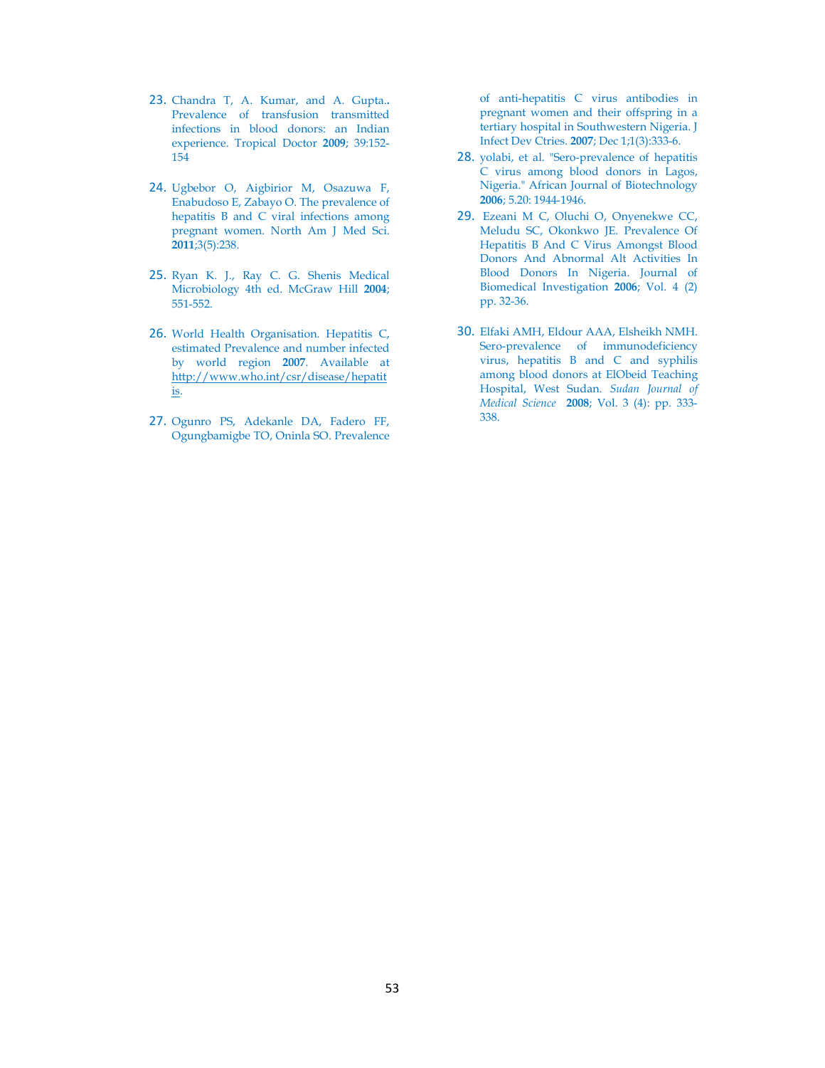23. Chandra T, A. Kumar, and A. Gupta.. Prevalence of transfusion transmitted infections in blood donors: an Indian experience. Tropical Doctor **2009**; 39:152-154

24. Ugbebor O, Aigbirior M, Osazuwa F, Enabudoso E, Zabayo O. The prevalence of hepatitis B and C viral infections among pregnant women. North Am J Med Sci. **2011**;3(5):238.

25. Ryan K. J., Ray C. G. Shenis Medical Microbiology 4th ed. McGraw Hill **2004**; 551-552.

26. World Health Organisation. Hepatitis C, estimated Prevalence and number infected by world region **2007**. Available at http://www.who.int/csr/disease/hepatitis.

27. Ogunro PS, Adekanle DA, Fadero FF, Ogungbamigbe TO, Oninla SO. Prevalence of anti-hepatitis C virus antibodies in pregnant women and their offspring in a tertiary hospital in Southwestern Nigeria. J Infect Dev Ctries. **2007**; Dec 1;1(3):333-6.

28. yolabi, et al. "Sero-prevalence of hepatitis C virus among blood donors in Lagos, Nigeria." African Journal of Biotechnology **2006**; 5.20: 1944-1946.

29. Ezeani M C, Oluchi O, Onyenekwe CC, Meludu SC, Okonkwo JE. Prevalence Of Hepatitis B And C Virus Amongst Blood Donors And Abnormal Alt Activities In Blood Donors In Nigeria. Journal of Biomedical Investigation **2006**; Vol. 4 (2) pp. 32-36.

30. Elfaki AMH, Eldour AAA, Elsheikh NMH. Sero-prevalence of immunodeficiency virus, hepatitis B and C and syphilis among blood donors at ElObeid Teaching Hospital, West Sudan. *Sudan Journal of Medical Science* **2008**; Vol. 3 (4): pp. 333-338.